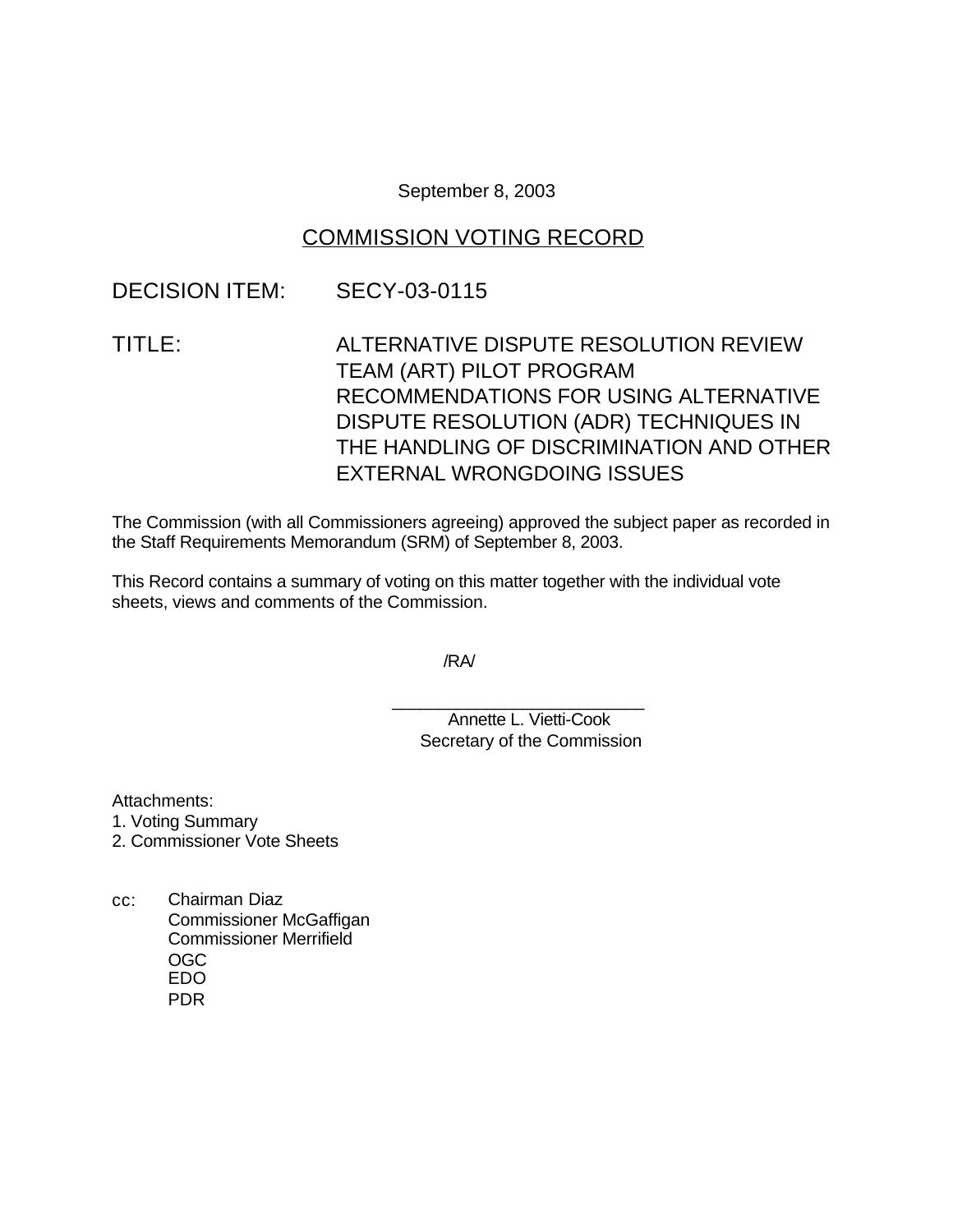September 8, 2003

# COMMISSION VOTING RECORD

DECISION ITEM: SECY-03-0115

TITLE: ALTERNATIVE DISPUTE RESOLUTION REVIEW TEAM (ART) PILOT PROGRAM RECOMMENDATIONS FOR USING ALTERNATIVE DISPUTE RESOLUTION (ADR) TECHNIQUES IN THE HANDLING OF DISCRIMINATION AND OTHER EXTERNAL WRONGDOING ISSUES

The Commission (with all Commissioners agreeing) approved the subject paper as recorded in the Staff Requirements Memorandum (SRM) of September 8, 2003.

This Record contains a summary of voting on this matter together with the individual vote sheets, views and comments of the Commission.

/RA/

___________________________
Annette L. Vietti-Cook
Secretary of the Commission

Attachments:
1. Voting Summary
2. Commissioner Vote Sheets

cc: Chairman Diaz
Commissioner McGaffigan
Commissioner Merrifield
OGC
EDO
PDR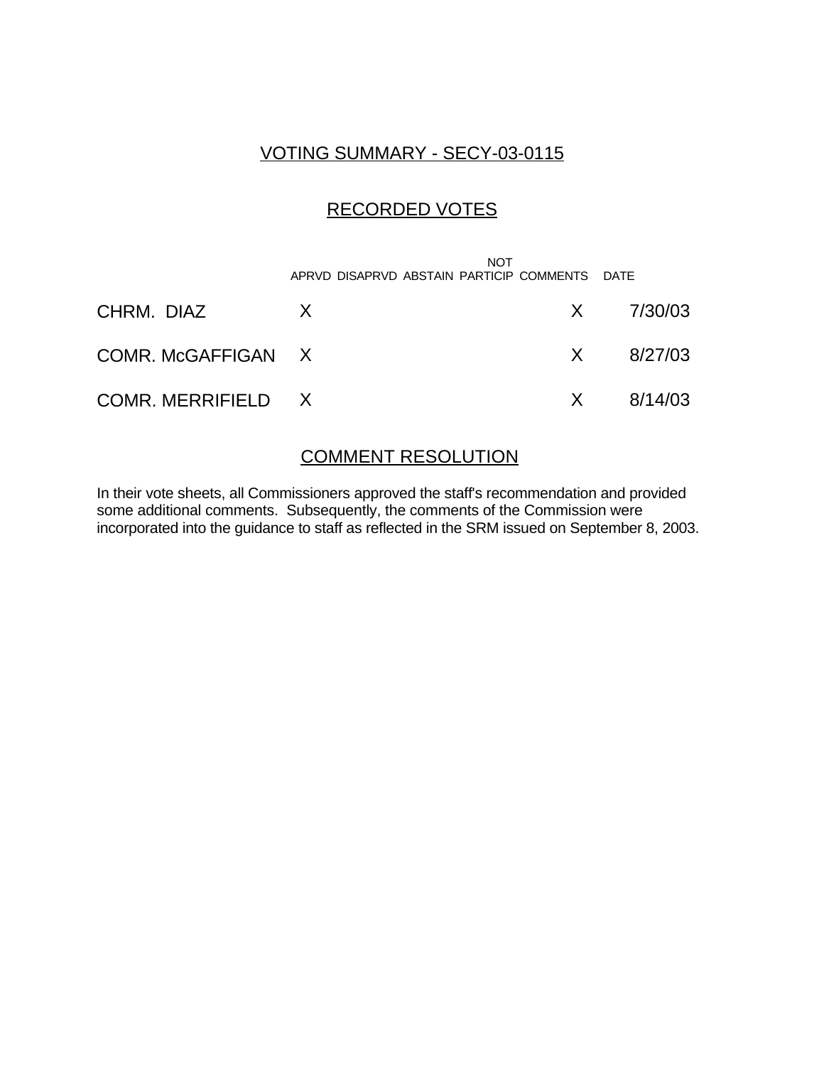## VOTING SUMMARY - SECY-03-0115

## RECORDED VOTES

| | APRVD | DISAPRVD | ABSTAIN | NOT PARTICIP | COMMENTS | DATE |
|---|---|---|---|---|---|---|
| CHRM. DIAZ | X | | | | X | 7/30/03 |
| COMR. McGAFFIGAN | X | | | | X | 8/27/03 |
| COMR. MERRIFIELD | X | | | | X | 8/14/03 |

## COMMENT RESOLUTION

In their vote sheets, all Commissioners approved the staff's recommendation and provided some additional comments. Subsequently, the comments of the Commission were incorporated into the guidance to staff as reflected in the SRM issued on September 8, 2003.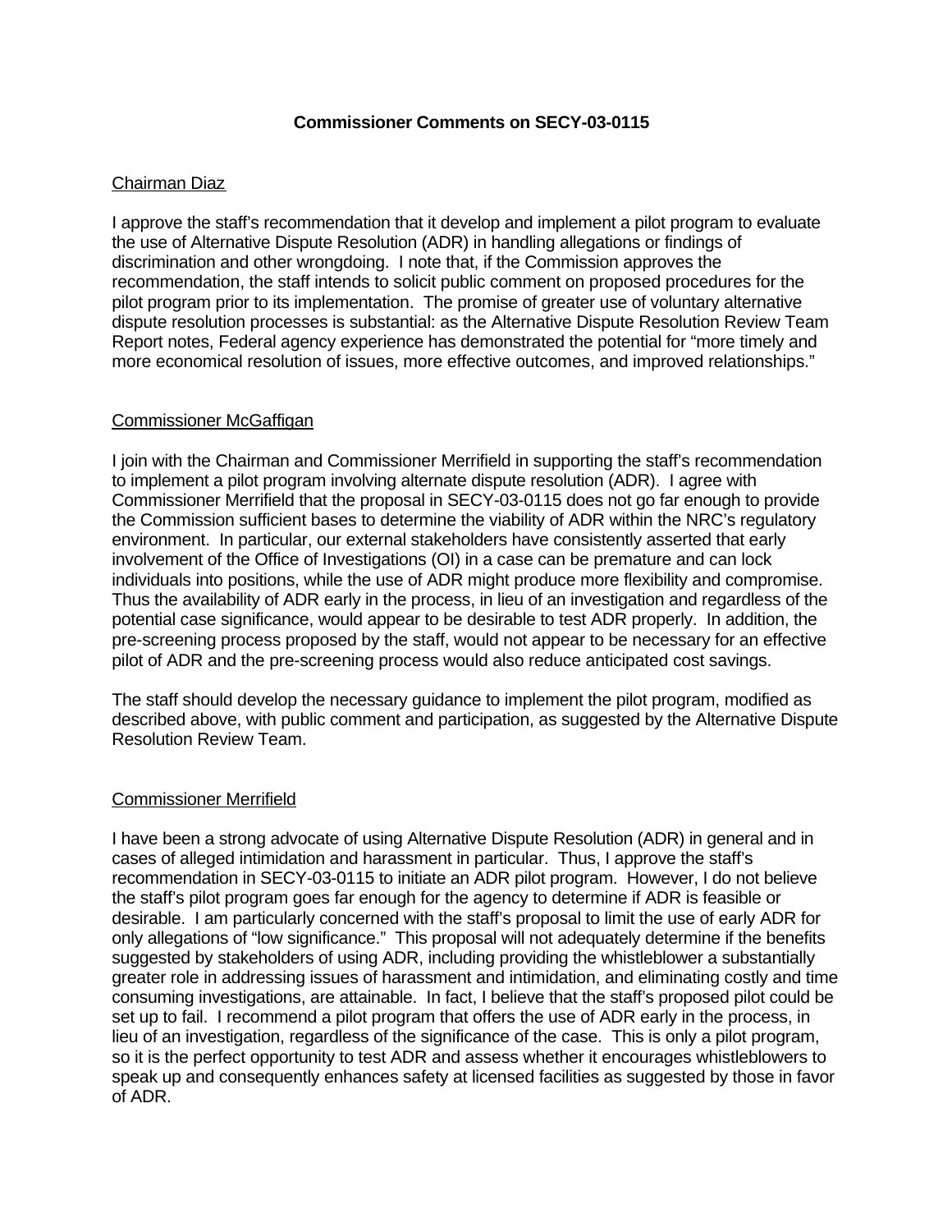**Commissioner Comments on SECY-03-0115**

Chairman Diaz

I approve the staff's recommendation that it develop and implement a pilot program to evaluate the use of Alternative Dispute Resolution (ADR) in handling allegations or findings of discrimination and other wrongdoing. I note that, if the Commission approves the recommendation, the staff intends to solicit public comment on proposed procedures for the pilot program prior to its implementation. The promise of greater use of voluntary alternative dispute resolution processes is substantial: as the Alternative Dispute Resolution Review Team Report notes, Federal agency experience has demonstrated the potential for "more timely and more economical resolution of issues, more effective outcomes, and improved relationships."

Commissioner McGaffigan

I join with the Chairman and Commissioner Merrifield in supporting the staff's recommendation to implement a pilot program involving alternate dispute resolution (ADR). I agree with Commissioner Merrifield that the proposal in SECY-03-0115 does not go far enough to provide the Commission sufficient bases to determine the viability of ADR within the NRC's regulatory environment. In particular, our external stakeholders have consistently asserted that early involvement of the Office of Investigations (OI) in a case can be premature and can lock individuals into positions, while the use of ADR might produce more flexibility and compromise. Thus the availability of ADR early in the process, in lieu of an investigation and regardless of the potential case significance, would appear to be desirable to test ADR properly. In addition, the pre-screening process proposed by the staff, would not appear to be necessary for an effective pilot of ADR and the pre-screening process would also reduce anticipated cost savings.

The staff should develop the necessary guidance to implement the pilot program, modified as described above, with public comment and participation, as suggested by the Alternative Dispute Resolution Review Team.

Commissioner Merrifield

I have been a strong advocate of using Alternative Dispute Resolution (ADR) in general and in cases of alleged intimidation and harassment in particular. Thus, I approve the staff's recommendation in SECY-03-0115 to initiate an ADR pilot program. However, I do not believe the staff's pilot program goes far enough for the agency to determine if ADR is feasible or desirable. I am particularly concerned with the staff's proposal to limit the use of early ADR for only allegations of "low significance." This proposal will not adequately determine if the benefits suggested by stakeholders of using ADR, including providing the whistleblower a substantially greater role in addressing issues of harassment and intimidation, and eliminating costly and time consuming investigations, are attainable. In fact, I believe that the staff's proposed pilot could be set up to fail. I recommend a pilot program that offers the use of ADR early in the process, in lieu of an investigation, regardless of the significance of the case. This is only a pilot program, so it is the perfect opportunity to test ADR and assess whether it encourages whistleblowers to speak up and consequently enhances safety at licensed facilities as suggested by those in favor of ADR.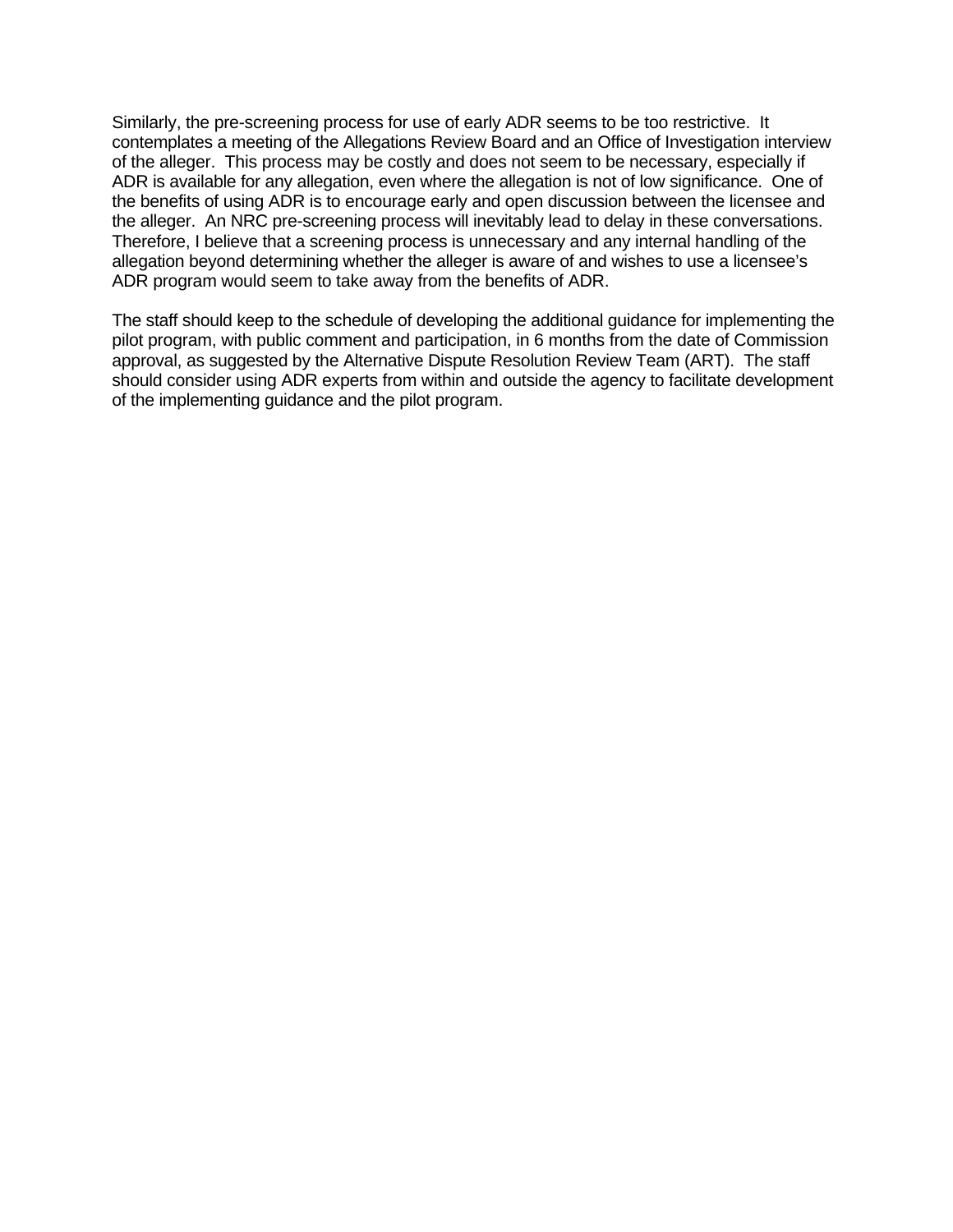Similarly, the pre-screening process for use of early ADR seems to be too restrictive. It contemplates a meeting of the Allegations Review Board and an Office of Investigation interview of the alleger. This process may be costly and does not seem to be necessary, especially if ADR is available for any allegation, even where the allegation is not of low significance. One of the benefits of using ADR is to encourage early and open discussion between the licensee and the alleger. An NRC pre-screening process will inevitably lead to delay in these conversations. Therefore, I believe that a screening process is unnecessary and any internal handling of the allegation beyond determining whether the alleger is aware of and wishes to use a licensee's ADR program would seem to take away from the benefits of ADR.

The staff should keep to the schedule of developing the additional guidance for implementing the pilot program, with public comment and participation, in 6 months from the date of Commission approval, as suggested by the Alternative Dispute Resolution Review Team (ART). The staff should consider using ADR experts from within and outside the agency to facilitate development of the implementing guidance and the pilot program.